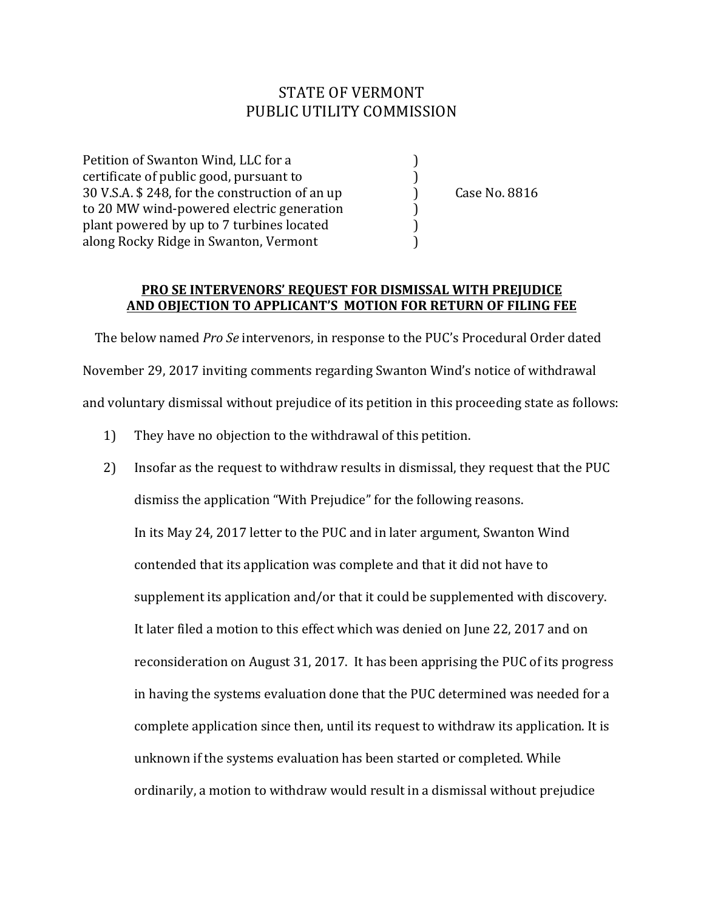# STATE OF VERMONT
# PUBLIC UTILITY COMMISSION

| | | |
|---|---|---|
| Petition of Swanton Wind, LLC for a certificate of public good, pursuant to 30 V.S.A. $ 248, for the construction of an up to 20 MW wind-powered electric generation plant powered by up to 7 turbines located along Rocky Ridge in Swanton, Vermont | ) | Case No. 8816 |

**PRO SE INTERVENORS' REQUEST FOR DISMISSAL WITH PREJUDICE AND OBJECTION TO APPLICANT'S MOTION FOR RETURN OF FILING FEE**

The below named *Pro Se* intervenors, in response to the PUC's Procedural Order dated November 29, 2017 inviting comments regarding Swanton Wind's notice of withdrawal and voluntary dismissal without prejudice of its petition in this proceeding state as follows:

1) They have no objection to the withdrawal of this petition.

2) Insofar as the request to withdraw results in dismissal, they request that the PUC dismiss the application "With Prejudice" for the following reasons.

   In its May 24, 2017 letter to the PUC and in later argument, Swanton Wind contended that its application was complete and that it did not have to supplement its application and/or that it could be supplemented with discovery. It later filed a motion to this effect which was denied on June 22, 2017 and on reconsideration on August 31, 2017. It has been apprising the PUC of its progress in having the systems evaluation done that the PUC determined was needed for a complete application since then, until its request to withdraw its application. It is unknown if the systems evaluation has been started or completed. While ordinarily, a motion to withdraw would result in a dismissal without prejudice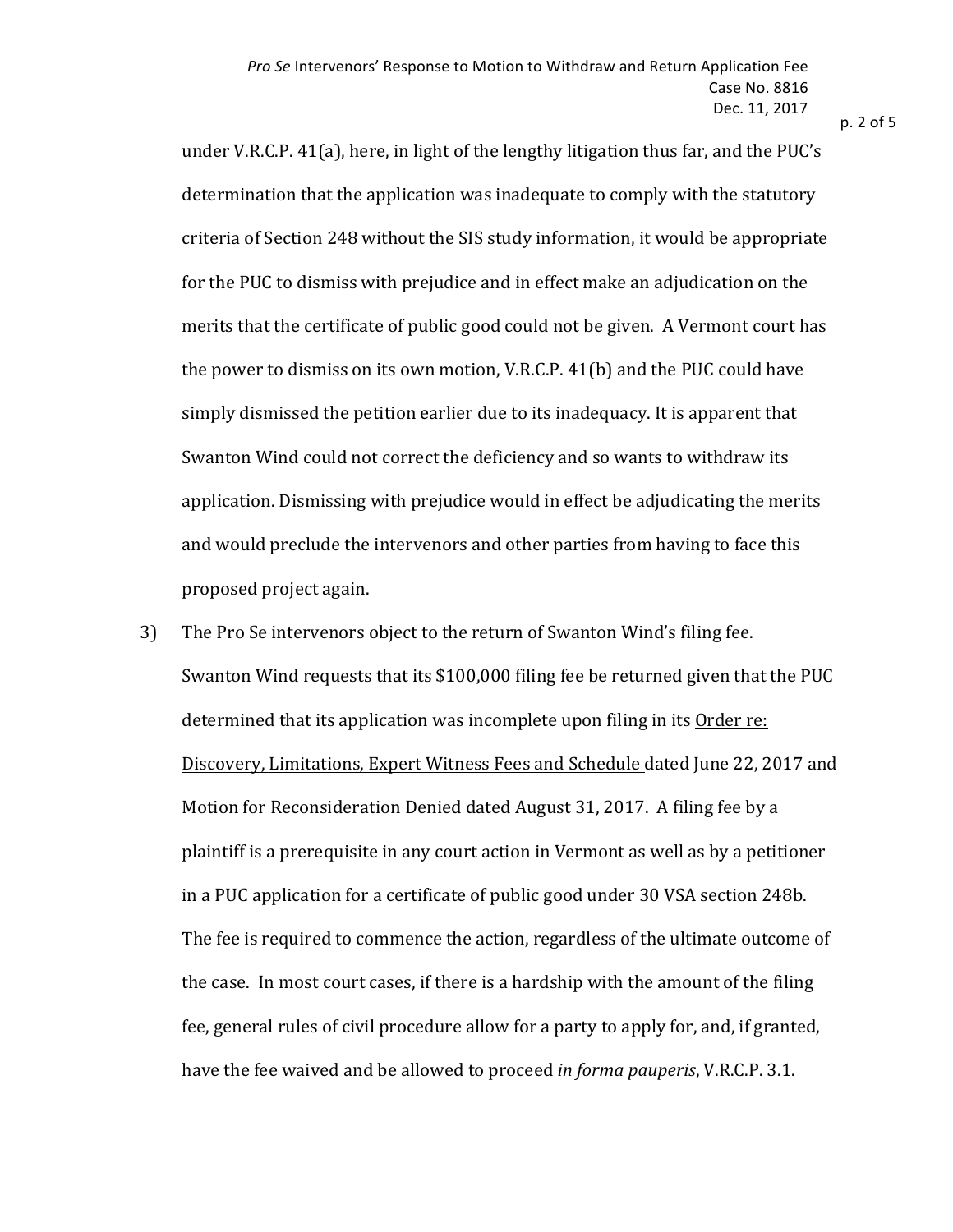under V.R.C.P. 41(a), here, in light of the lengthy litigation thus far, and the PUC's determination that the application was inadequate to comply with the statutory criteria of Section 248 without the SIS study information, it would be appropriate for the PUC to dismiss with prejudice and in effect make an adjudication on the merits that the certificate of public good could not be given. A Vermont court has the power to dismiss on its own motion, V.R.C.P. 41(b) and the PUC could have simply dismissed the petition earlier due to its inadequacy. It is apparent that Swanton Wind could not correct the deficiency and so wants to withdraw its application. Dismissing with prejudice would in effect be adjudicating the merits and would preclude the intervenors and other parties from having to face this proposed project again.

3) The Pro Se intervenors object to the return of Swanton Wind's filing fee. Swanton Wind requests that its $100,000 filing fee be returned given that the PUC determined that its application was incomplete upon filing in its <u>Order re: Discovery, Limitations, Expert Witness Fees and Schedule</u> dated June 22, 2017 and <u>Motion for Reconsideration Denied</u> dated August 31, 2017. A filing fee by a plaintiff is a prerequisite in any court action in Vermont as well as by a petitioner in a PUC application for a certificate of public good under 30 VSA section 248b. The fee is required to commence the action, regardless of the ultimate outcome of the case. In most court cases, if there is a hardship with the amount of the filing fee, general rules of civil procedure allow for a party to apply for, and, if granted, have the fee waived and be allowed to proceed *in forma pauperis*, V.R.C.P. 3.1.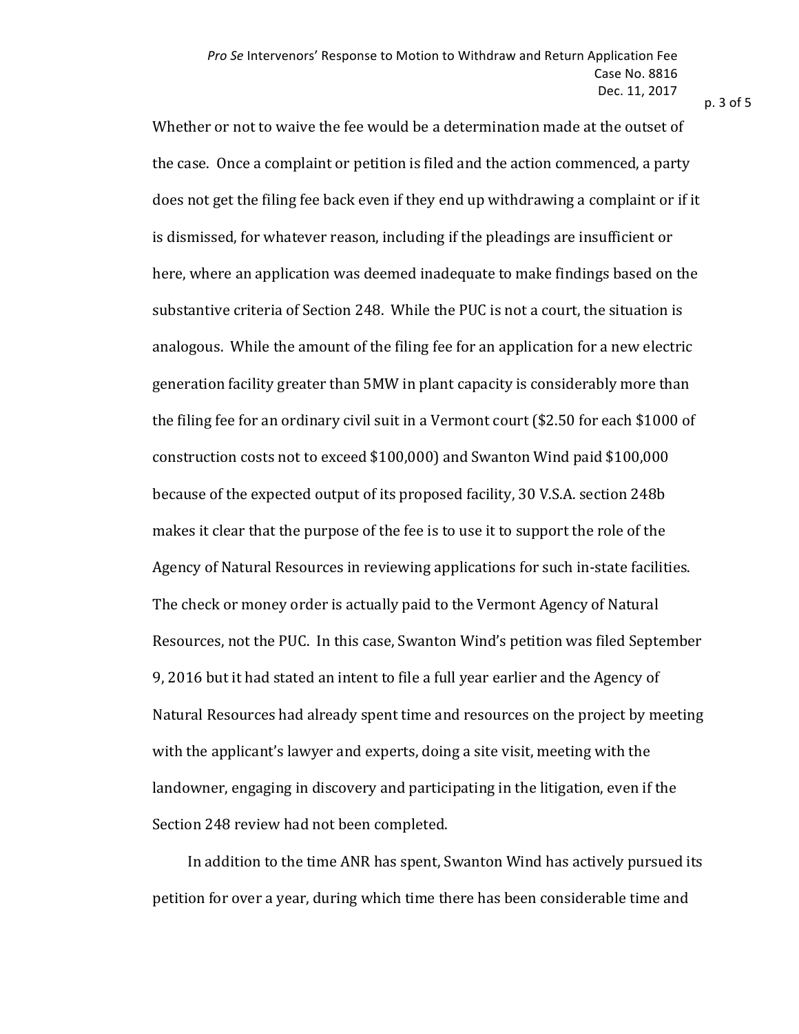Whether or not to waive the fee would be a determination made at the outset of the case. Once a complaint or petition is filed and the action commenced, a party does not get the filing fee back even if they end up withdrawing a complaint or if it is dismissed, for whatever reason, including if the pleadings are insufficient or here, where an application was deemed inadequate to make findings based on the substantive criteria of Section 248. While the PUC is not a court, the situation is analogous. While the amount of the filing fee for an application for a new electric generation facility greater than 5MW in plant capacity is considerably more than the filing fee for an ordinary civil suit in a Vermont court ($2.50 for each $1000 of construction costs not to exceed $100,000) and Swanton Wind paid $100,000 because of the expected output of its proposed facility, 30 V.S.A. section 248b makes it clear that the purpose of the fee is to use it to support the role of the Agency of Natural Resources in reviewing applications for such in-state facilities. The check or money order is actually paid to the Vermont Agency of Natural Resources, not the PUC. In this case, Swanton Wind's petition was filed September 9, 2016 but it had stated an intent to file a full year earlier and the Agency of Natural Resources had already spent time and resources on the project by meeting with the applicant's lawyer and experts, doing a site visit, meeting with the landowner, engaging in discovery and participating in the litigation, even if the Section 248 review had not been completed.

In addition to the time ANR has spent, Swanton Wind has actively pursued its petition for over a year, during which time there has been considerable time and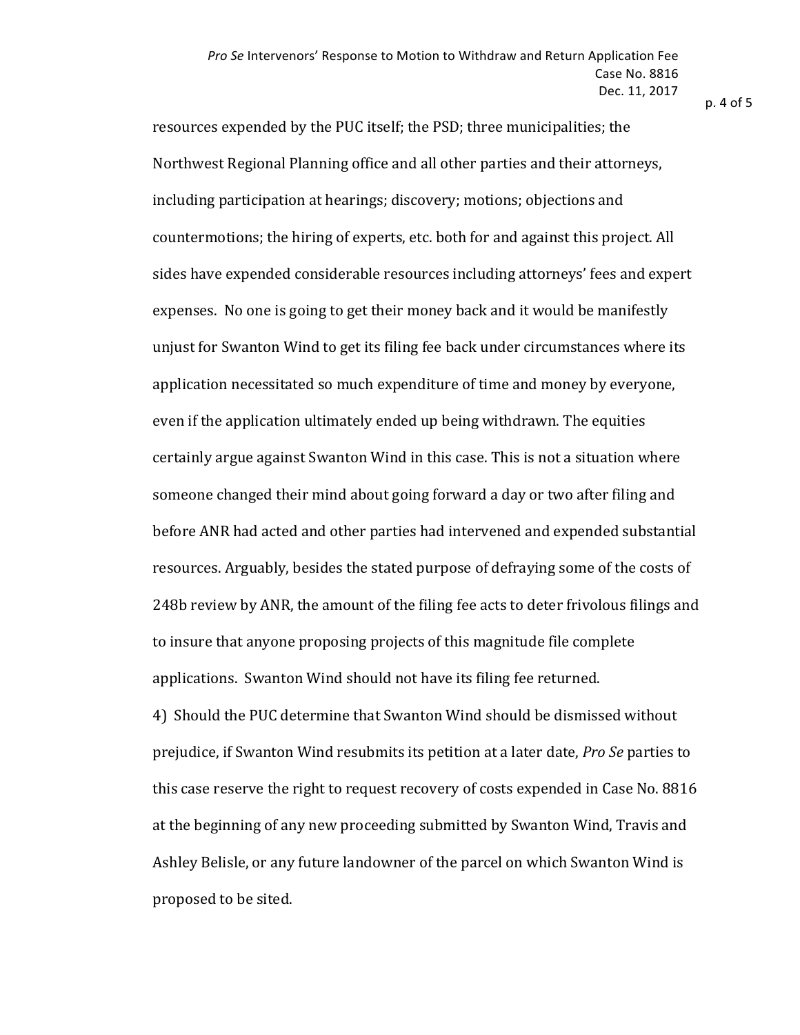resources expended by the PUC itself; the PSD; three municipalities; the Northwest Regional Planning office and all other parties and their attorneys, including participation at hearings; discovery; motions; objections and countermotions; the hiring of experts, etc. both for and against this project. All sides have expended considerable resources including attorneys' fees and expert expenses. No one is going to get their money back and it would be manifestly unjust for Swanton Wind to get its filing fee back under circumstances where its application necessitated so much expenditure of time and money by everyone, even if the application ultimately ended up being withdrawn. The equities certainly argue against Swanton Wind in this case. This is not a situation where someone changed their mind about going forward a day or two after filing and before ANR had acted and other parties had intervened and expended substantial resources. Arguably, besides the stated purpose of defraying some of the costs of 248b review by ANR, the amount of the filing fee acts to deter frivolous filings and to insure that anyone proposing projects of this magnitude file complete applications. Swanton Wind should not have its filing fee returned.

4) Should the PUC determine that Swanton Wind should be dismissed without prejudice, if Swanton Wind resubmits its petition at a later date, *Pro Se* parties to this case reserve the right to request recovery of costs expended in Case No. 8816 at the beginning of any new proceeding submitted by Swanton Wind, Travis and Ashley Belisle, or any future landowner of the parcel on which Swanton Wind is proposed to be sited.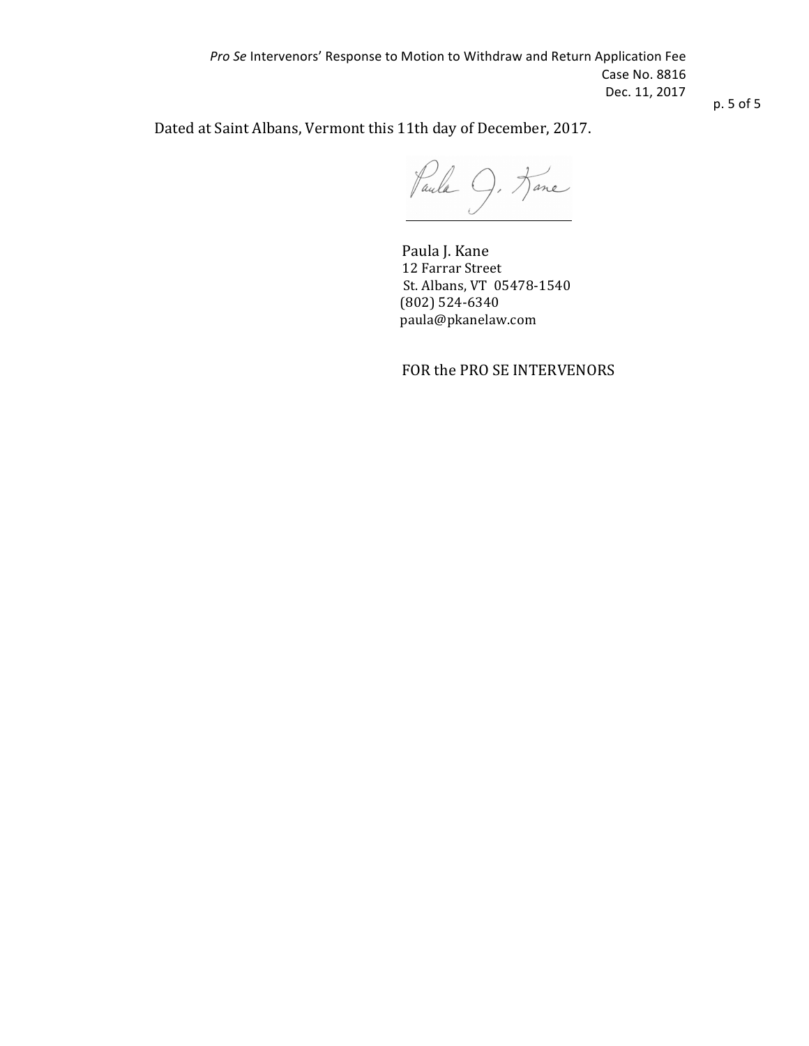Dated at Saint Albans, Vermont this 11th day of December, 2017.

Paula J. Kane

Paula J. Kane
12 Farrar Street
St. Albans, VT 05478-1540
(802) 524-6340
paula@pkanelaw.com

FOR the PRO SE INTERVENORS